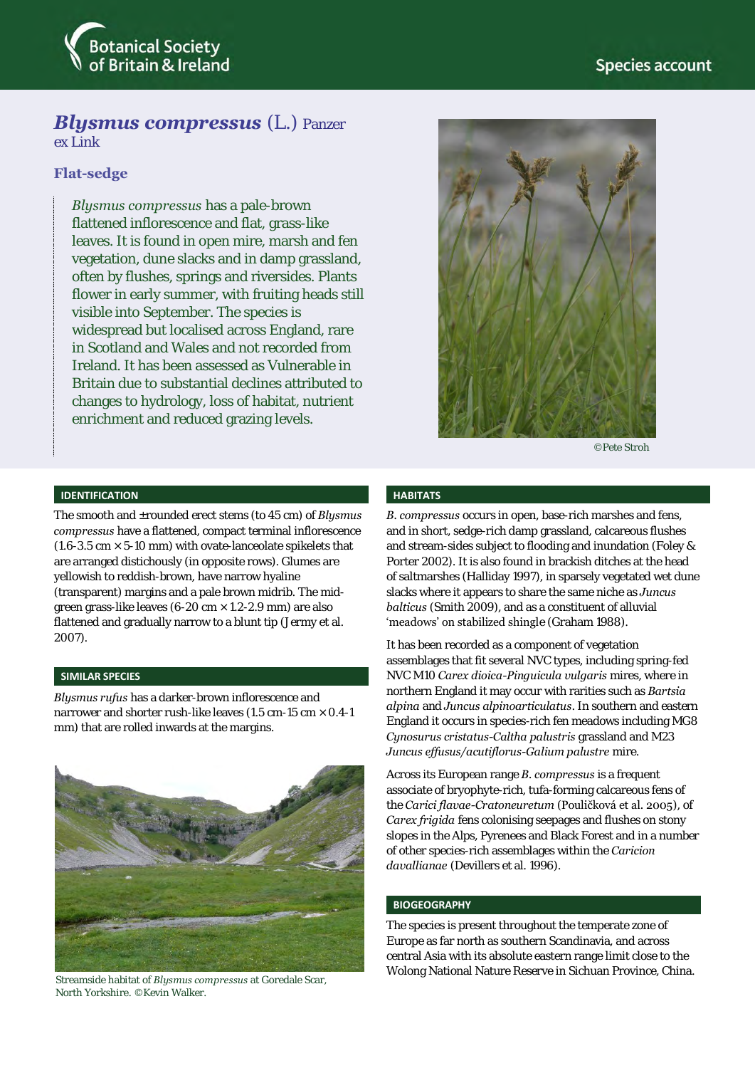Botanical Society of Britain & Ireland

Species account

# *Blysmus compressus* (L.) Panzer ex Link

## Flat-sedge

*Blysmus compressus* has a pale-brown flattened inflorescence and flat, grass-like leaves. It is found in open mire, marsh and fen vegetation, dune slacks and in damp grassland, often by flushes, springs and riversides. Plants flower in early summer, with fruiting heads still visible into September. The species is widespread but localised across England, rare in Scotland and Wales and not recorded from Ireland. It has been assessed as Vulnerable in Britain due to substantial declines attributed to changes to hydrology, loss of habitat, nutrient enrichment and reduced grazing levels.

©Pete Stroh

### IDENTIFICATION

The smooth and ±rounded erect stems (to 45 cm) of *Blysmus compressus* have a flattened, compact terminal inflorescence (1.6-3.5 cm × 5-10 mm) with ovate-lanceolate spikelets that are arranged distichously (in opposite rows). Glumes are yellowish to reddish-brown, have narrow hyaline (transparent) margins and a pale brown midrib. The mid-green grass-like leaves (6-20 cm × 1.2-2.9 mm) are also flattened and gradually narrow to a blunt tip (Jermy et al. 2007).

### SIMILAR SPECIES

*Blysmus rufus* has a darker-brown inflorescence and narrower and shorter rush-like leaves (1.5 cm-15 cm × 0.4-1 mm) that are rolled inwards at the margins.

Streamside habitat of *Blysmus compressus* at Goredale Scar, North Yorkshire. ©Kevin Walker.

### HABITATS

*B. compressus* occurs in open, base-rich marshes and fens, and in short, sedge-rich damp grassland, calcareous flushes and stream-sides subject to flooding and inundation (Foley & Porter 2002). It is also found in brackish ditches at the head of saltmarshes (Halliday 1997), in sparsely vegetated wet dune slacks where it appears to share the same niche as *Juncus balticus* (Smith 2009), and as a constituent of alluvial 'meadows' on stabilized shingle (Graham 1988).

It has been recorded as a component of vegetation assemblages that fit several NVC types, including spring-fed NVC M10 *Carex dioica-Pinguicula vulgaris* mires, where in northern England it may occur with rarities such as *Bartsia alpina* and *Juncus alpinoarticulatus*. In southern and eastern England it occurs in species-rich fen meadows including MG8 *Cynosurus cristatus-Caltha palustris* grassland and M23 *Juncus effusus/acutiflorus-Galium palustre* mire.

Across its European range *B. compressus* is a frequent associate of bryophyte-rich, tufa-forming calcareous fens of the *Carici flavae-Cratoneuretum* (Poulíčková et al. 2005), of *Carex frigida* fens colonising seepages and flushes on stony slopes in the Alps, Pyrenees and Black Forest and in a number of other species-rich assemblages within the *Caricion davallianae* (Devillers et al. 1996).

### BIOGEOGRAPHY

The species is present throughout the temperate zone of Europe as far north as southern Scandinavia, and across central Asia with its absolute eastern range limit close to the Wolong National Nature Reserve in Sichuan Province, China.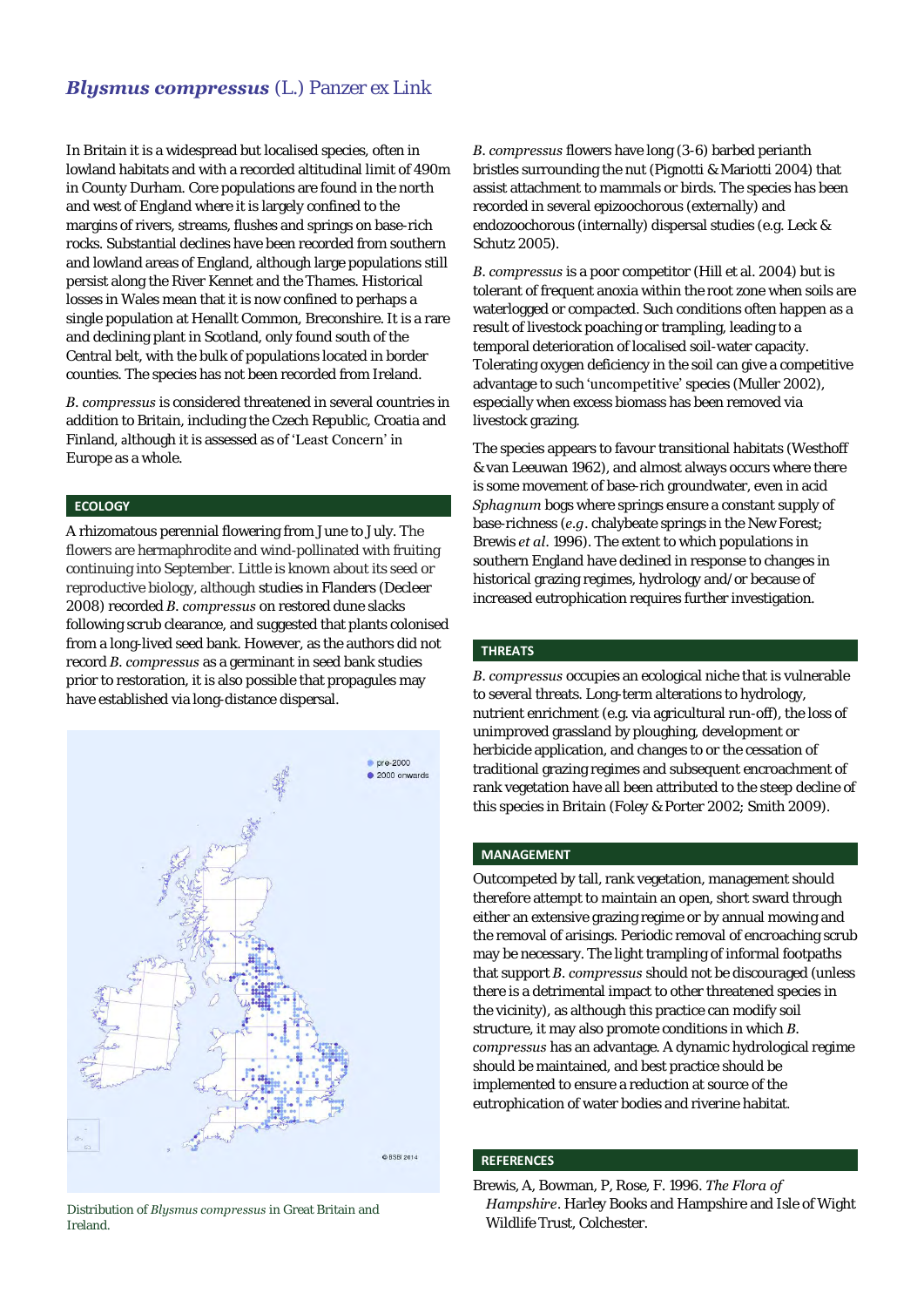## *Blysmus compressus* (L.) Panzer ex Link

In Britain it is a widespread but localised species, often in lowland habitats and with a recorded altitudinal limit of 490m in County Durham. Core populations are found in the north and west of England where it is largely confined to the margins of rivers, streams, flushes and springs on base-rich rocks. Substantial declines have been recorded from southern and lowland areas of England, although large populations still persist along the River Kennet and the Thames. Historical losses in Wales mean that it is now confined to perhaps a single population at Henallt Common, Breconshire. It is a rare and declining plant in Scotland, only found south of the Central belt, with the bulk of populations located in border counties. The species has not been recorded from Ireland.

*B. compressus* is considered threatened in several countries in addition to Britain, including the Czech Republic, Croatia and Finland, although it is assessed as of 'Least Concern' in Europe as a whole.

### ECOLOGY

A rhizomatous perennial flowering from June to July. The flowers are hermaphrodite and wind-pollinated with fruiting continuing into September. Little is known about its seed or reproductive biology, although studies in Flanders (Decleer 2008) recorded *B. compressus* on restored dune slacks following scrub clearance, and suggested that plants colonised from a long-lived seed bank. However, as the authors did not record *B. compressus* as a germinant in seed bank studies prior to restoration, it is also possible that propagules may have established via long-distance dispersal.

Distribution of *Blysmus compressus* in Great Britain and Ireland.

*B. compressus* flowers have long (3-6) barbed perianth bristles surrounding the nut (Pignotti & Mariotti 2004) that assist attachment to mammals or birds. The species has been recorded in several epizoochorous (externally) and endozoochorous (internally) dispersal studies (e.g. Leck & Schutz 2005).

*B. compressus* is a poor competitor (Hill et al. 2004) but is tolerant of frequent anoxia within the root zone when soils are waterlogged or compacted. Such conditions often happen as a result of livestock poaching or trampling, leading to a temporal deterioration of localised soil-water capacity. Tolerating oxygen deficiency in the soil can give a competitive advantage to such 'uncompetitive' species (Muller 2002), especially when excess biomass has been removed via livestock grazing.

The species appears to favour transitional habitats (Westhoff & van Leeuwan 1962), and almost always occurs where there is some movement of base-rich groundwater, even in acid *Sphagnum* bogs where springs ensure a constant supply of base-richness (*e.g.* chalybeate springs in the New Forest; Brewis *et al*. 1996). The extent to which populations in southern England have declined in response to changes in historical grazing regimes, hydrology and/or because of increased eutrophication requires further investigation.

### THREATS

*B. compressus* occupies an ecological niche that is vulnerable to several threats. Long-term alterations to hydrology, nutrient enrichment (e.g. via agricultural run-off), the loss of unimproved grassland by ploughing, development or herbicide application, and changes to or the cessation of traditional grazing regimes and subsequent encroachment of rank vegetation have all been attributed to the steep decline of this species in Britain (Foley & Porter 2002; Smith 2009).

### MANAGEMENT

Outcompeted by tall, rank vegetation, management should therefore attempt to maintain an open, short sward through either an extensive grazing regime or by annual mowing and the removal of arisings. Periodic removal of encroaching scrub may be necessary. The light trampling of informal footpaths that support *B. compressus* should not be discouraged (unless there is a detrimental impact to other threatened species in the vicinity), as although this practice can modify soil structure, it may also promote conditions in which *B. compressus* has an advantage. A dynamic hydrological regime should be maintained, and best practice should be implemented to ensure a reduction at source of the eutrophication of water bodies and riverine habitat.

### REFERENCES

Brewis, A, Bowman, P, Rose, F. 1996. *The Flora of Hampshire*. Harley Books and Hampshire and Isle of Wight Wildlife Trust, Colchester.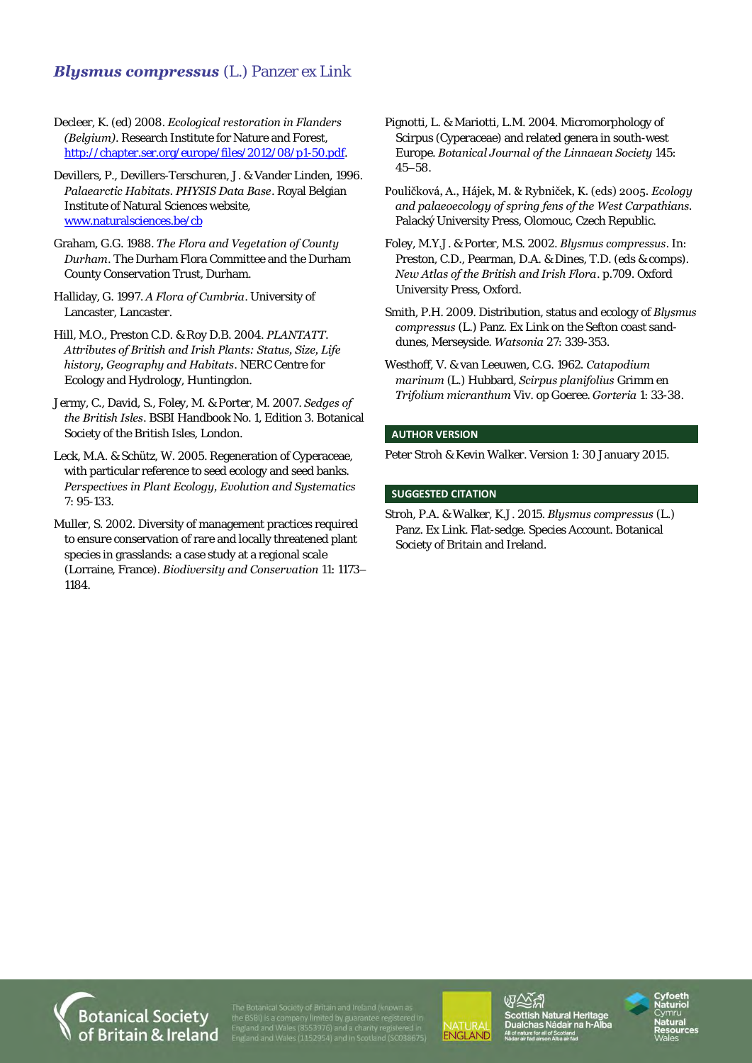Decleer, K. (ed) 2008. *Ecological restoration in Flanders (Belgium)*. Research Institute for Nature and Forest, http://chapter.ser.org/europe/files/2012/08/p1-50.pdf.

Devillers, P., Devillers-Terschuren, J. & Vander Linden, 1996. *Palaearctic Habitats. PHYSIS Data Base*. Royal Belgian Institute of Natural Sciences website, www.naturalsciences.be/cb

Graham, G.G. 1988. *The Flora and Vegetation of County Durham*. The Durham Flora Committee and the Durham County Conservation Trust, Durham.

Halliday, G. 1997. *A Flora of Cumbria*. University of Lancaster, Lancaster.

Hill, M.O., Preston C.D. & Roy D.B. 2004. *PLANTATT. Attributes of British and Irish Plants: Status, Size, Life history, Geography and Habitats*. NERC Centre for Ecology and Hydrology, Huntingdon.

Jermy, C., David, S., Foley, M. & Porter, M. 2007. *Sedges of the British Isles*. BSBI Handbook No. 1, Edition 3. Botanical Society of the British Isles, London.

Leck, M.A. & Schütz, W. 2005. Regeneration of Cyperaceae, with particular reference to seed ecology and seed banks. *Perspectives in Plant Ecology, Evolution and Systematics* 7: 95-133.

Muller, S. 2002. Diversity of management practices required to ensure conservation of rare and locally threatened plant species in grasslands: a case study at a regional scale (Lorraine, France). *Biodiversity and Conservation* 11: 1173–1184.

Pignotti, L. & Mariotti, L.M. 2004. Micromorphology of Scirpus (Cyperaceae) and related genera in south-west Europe. *Botanical Journal of the Linnaean Society* 145: 45–58.

Pouličková, A., Hájek, M. & Rybniček, K. (eds) 2005. *Ecology and palaeoecology of spring fens of the West Carpathians*. Palacký University Press, Olomouc, Czech Republic.

Foley, M.Y.J. & Porter, M.S. 2002. *Blysmus compressus*. In: Preston, C.D., Pearman, D.A. & Dines, T.D. (eds & comps). *New Atlas of the British and Irish Flora*. p.709. Oxford University Press, Oxford.

Smith, P.H. 2009. Distribution, status and ecology of *Blysmus compressus* (L.) Panz. Ex Link on the Sefton coast sand-dunes, Merseyside. *Watsonia* 27: 339-353.

Westhoff, V. & van Leeuwen, C.G. 1962. *Catapodium marinum* (L.) Hubbard, *Scirpus planifolius* Grimm en *Trifolium micranthum* Viv. op Goeree. *Gorteria* 1: 33-38.

## AUTHOR VERSION

Peter Stroh & Kevin Walker. Version 1: 30 January 2015.

## SUGGESTED CITATION

Stroh, P.A. & Walker, K.J. 2015. *Blysmus compressus* (L.) Panz. Ex Link. Flat-sedge. Species Account. Botanical Society of Britain and Ireland.

Botanical Society of Britain & Ireland

The Botanical Society of Britain and Ireland (known as the BSBI) is a company limited by guarantee registered in England and Wales (8553976) and a charity registered in England and Wales (1152954) and in Scotland (SC038675)